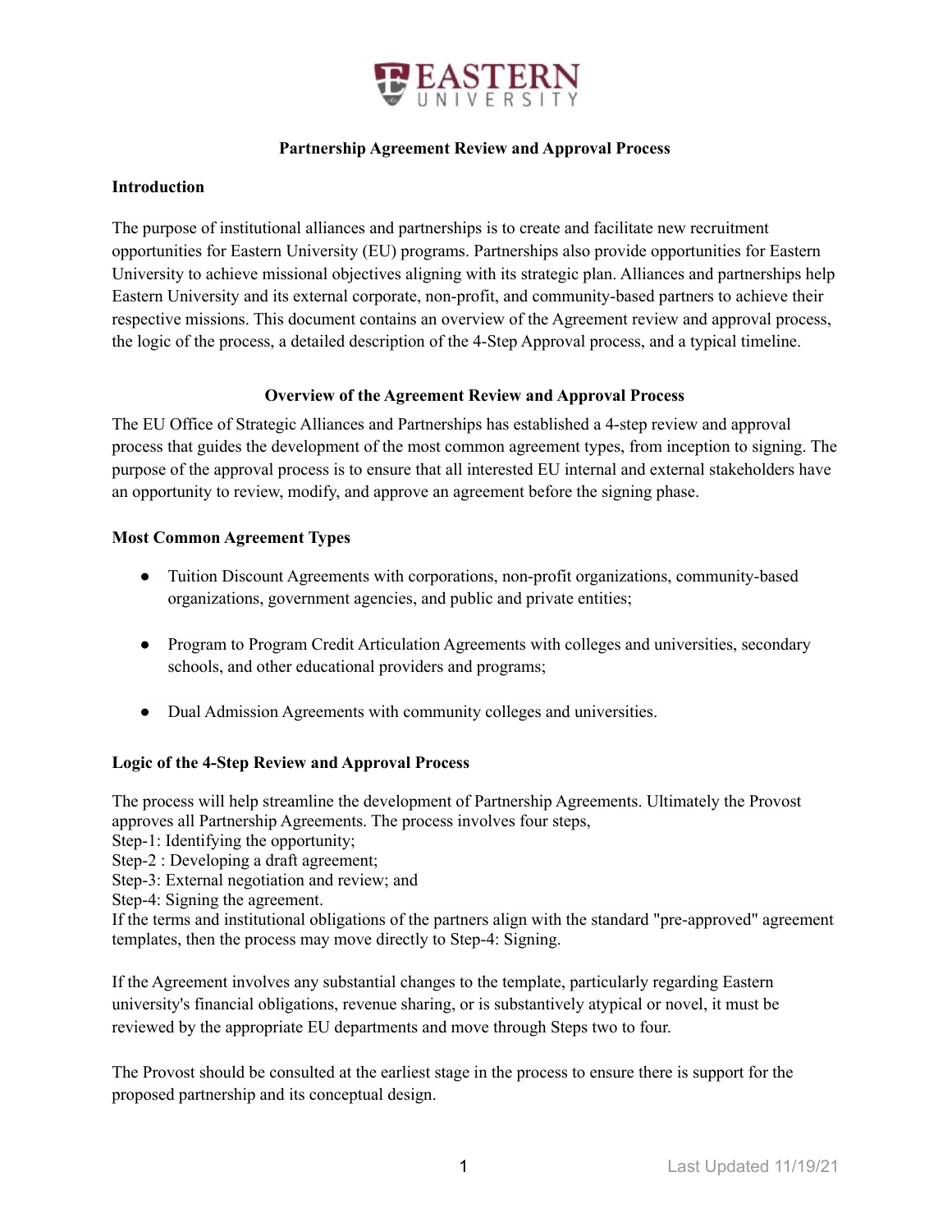# Partnership Agreement Review and Approval Process

## Introduction

The purpose of institutional alliances and partnerships is to create and facilitate new recruitment opportunities for Eastern University (EU) programs. Partnerships also provide opportunities for Eastern University to achieve missional objectives aligning with its strategic plan. Alliances and partnerships help Eastern University and its external corporate, non-profit, and community-based partners to achieve their respective missions. This document contains an overview of the Agreement review and approval process, the logic of the process, a detailed description of the 4-Step Approval process, and a typical timeline.

## Overview of the Agreement Review and Approval Process

The EU Office of Strategic Alliances and Partnerships has established a 4-step review and approval process that guides the development of the most common agreement types, from inception to signing. The purpose of the approval process is to ensure that all interested EU internal and external stakeholders have an opportunity to review, modify, and approve an agreement before the signing phase.

### Most Common Agreement Types

- Tuition Discount Agreements with corporations, non-profit organizations, community-based organizations, government agencies, and public and private entities;
- Program to Program Credit Articulation Agreements with colleges and universities, secondary schools, and other educational providers and programs;
- Dual Admission Agreements with community colleges and universities.

### Logic of the 4-Step Review and Approval Process

The process will help streamline the development of Partnership Agreements. Ultimately the Provost approves all Partnership Agreements. The process involves four steps,
Step-1: Identifying the opportunity;
Step-2 : Developing a draft agreement;
Step-3: External negotiation and review; and
Step-4: Signing the agreement.
If the terms and institutional obligations of the partners align with the standard "pre-approved" agreement templates, then the process may move directly to Step-4: Signing.

If the Agreement involves any substantial changes to the template, particularly regarding Eastern university's financial obligations, revenue sharing, or is substantively atypical or novel, it must be reviewed by the appropriate EU departments and move through Steps two to four.

The Provost should be consulted at the earliest stage in the process to ensure there is support for the proposed partnership and its conceptual design.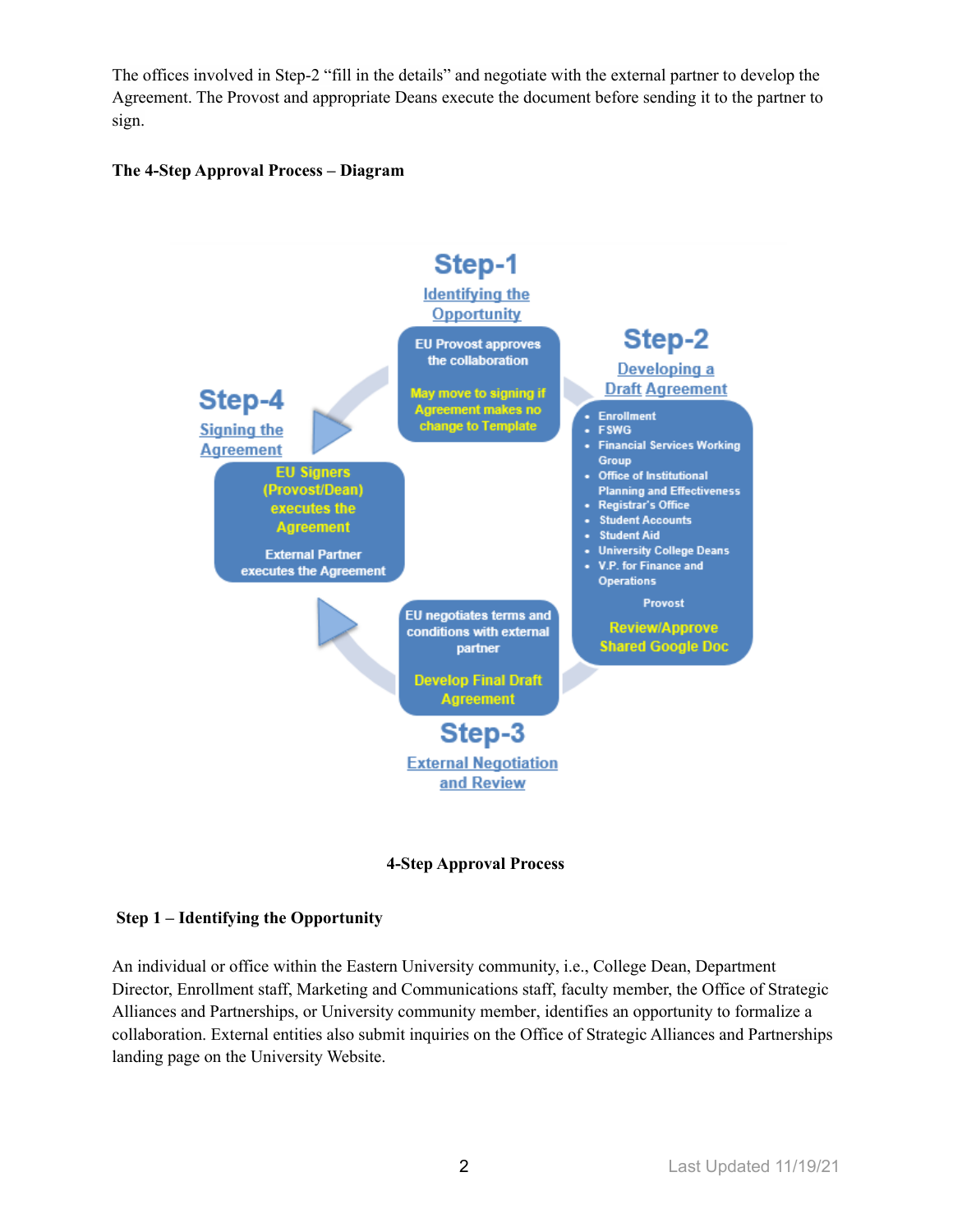The offices involved in Step-2 "fill in the details" and negotiate with the external partner to develop the Agreement. The Provost and appropriate Deans execute the document before sending it to the partner to sign.

**The 4-Step Approval Process – Diagram**

Step-1
Identifying the Opportunity

EU Provost approves the collaboration

May move to signing if Agreement makes no change to Template

Step-2
Developing a Draft Agreement

- Enrollment
- FSWG
- Financial Services Working Group
- Office of Institutional Planning and Effectiveness
- Registrar's Office
- Student Accounts
- Student Aid
- University College Deans
- V.P. for Finance and Operations

Provost

Review/Approve Shared Google Doc

Step-3
External Negotiation and Review

EU negotiates terms and conditions with external partner

Develop Final Draft Agreement

Step-4
Signing the Agreement

EU Signers (Provost/Dean) executes the Agreement

External Partner executes the Agreement

**4-Step Approval Process**

**Step 1 – Identifying the Opportunity**

An individual or office within the Eastern University community, i.e., College Dean, Department Director, Enrollment staff, Marketing and Communications staff, faculty member, the Office of Strategic Alliances and Partnerships, or University community member, identifies an opportunity to formalize a collaboration. External entities also submit inquiries on the Office of Strategic Alliances and Partnerships landing page on the University Website.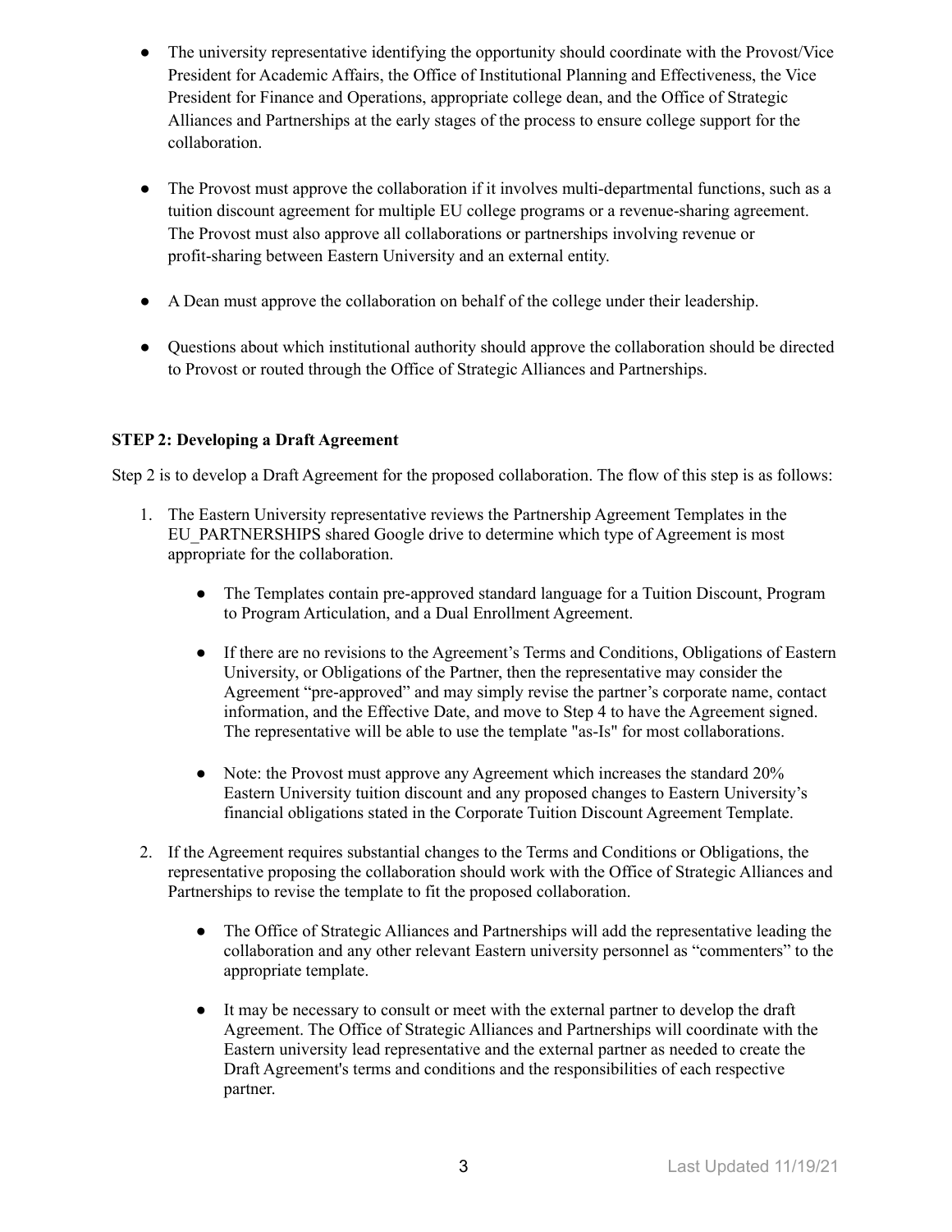- The university representative identifying the opportunity should coordinate with the Provost/Vice President for Academic Affairs, the Office of Institutional Planning and Effectiveness, the Vice President for Finance and Operations, appropriate college dean, and the Office of Strategic Alliances and Partnerships at the early stages of the process to ensure college support for the collaboration.

- The Provost must approve the collaboration if it involves multi-departmental functions, such as a tuition discount agreement for multiple EU college programs or a revenue-sharing agreement. The Provost must also approve all collaborations or partnerships involving revenue or profit-sharing between Eastern University and an external entity.

- A Dean must approve the collaboration on behalf of the college under their leadership.

- Questions about which institutional authority should approve the collaboration should be directed to Provost or routed through the Office of Strategic Alliances and Partnerships.

**STEP 2: Developing a Draft Agreement**

Step 2 is to develop a Draft Agreement for the proposed collaboration. The flow of this step is as follows:

1. The Eastern University representative reviews the Partnership Agreement Templates in the EU_PARTNERSHIPS shared Google drive to determine which type of Agreement is most appropriate for the collaboration.

    - The Templates contain pre-approved standard language for a Tuition Discount, Program to Program Articulation, and a Dual Enrollment Agreement.

    - If there are no revisions to the Agreement's Terms and Conditions, Obligations of Eastern University, or Obligations of the Partner, then the representative may consider the Agreement "pre-approved" and may simply revise the partner's corporate name, contact information, and the Effective Date, and move to Step 4 to have the Agreement signed. The representative will be able to use the template "as-Is" for most collaborations.

    - Note: the Provost must approve any Agreement which increases the standard 20% Eastern University tuition discount and any proposed changes to Eastern University's financial obligations stated in the Corporate Tuition Discount Agreement Template.

2. If the Agreement requires substantial changes to the Terms and Conditions or Obligations, the representative proposing the collaboration should work with the Office of Strategic Alliances and Partnerships to revise the template to fit the proposed collaboration.

    - The Office of Strategic Alliances and Partnerships will add the representative leading the collaboration and any other relevant Eastern university personnel as "commenters" to the appropriate template.

    - It may be necessary to consult or meet with the external partner to develop the draft Agreement. The Office of Strategic Alliances and Partnerships will coordinate with the Eastern university lead representative and the external partner as needed to create the Draft Agreement's terms and conditions and the responsibilities of each respective partner.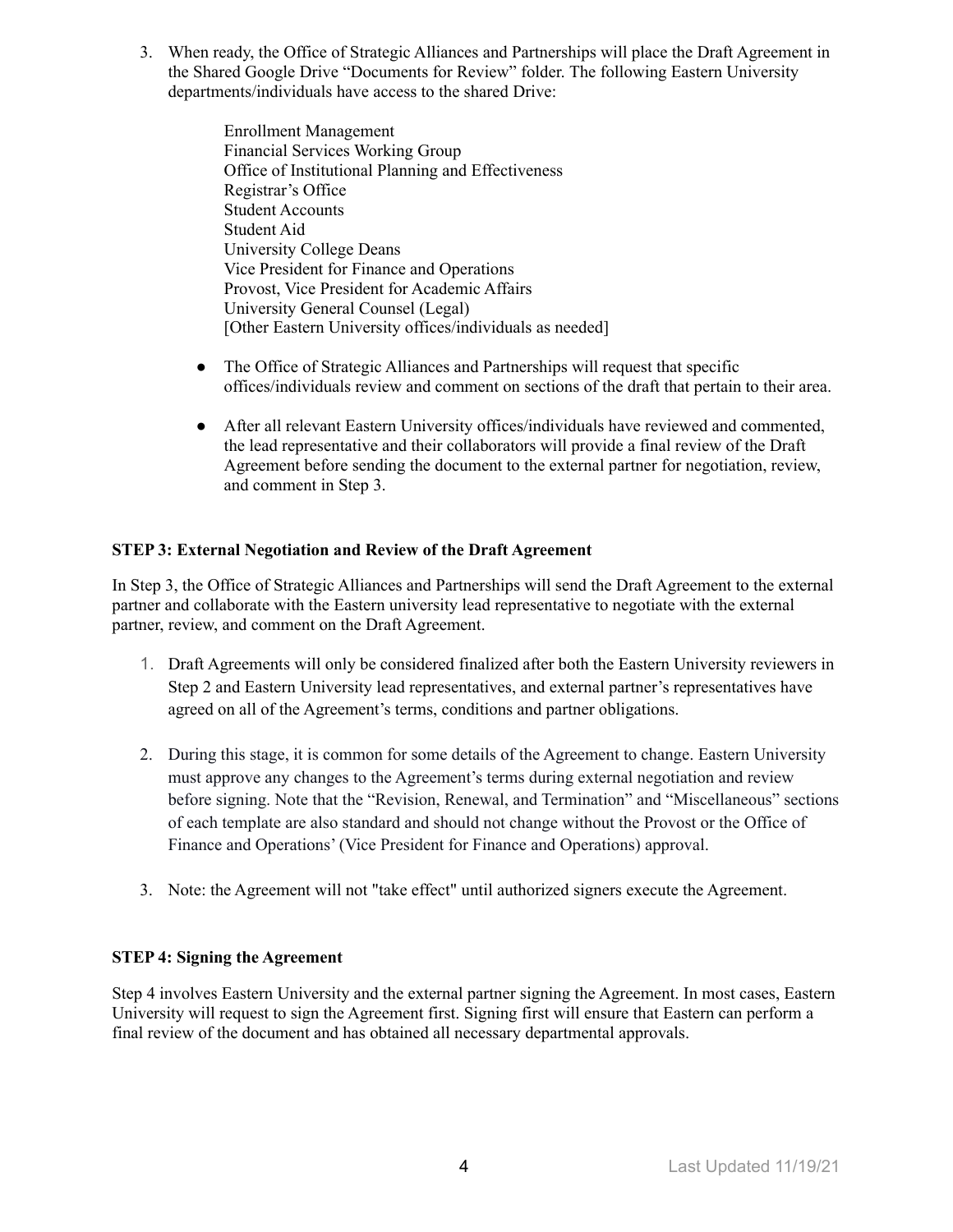3. When ready, the Office of Strategic Alliances and Partnerships will place the Draft Agreement in the Shared Google Drive "Documents for Review" folder. The following Eastern University departments/individuals have access to the shared Drive:

   Enrollment Management
   Financial Services Working Group
   Office of Institutional Planning and Effectiveness
   Registrar's Office
   Student Accounts
   Student Aid
   University College Deans
   Vice President for Finance and Operations
   Provost, Vice President for Academic Affairs
   University General Counsel (Legal)
   [Other Eastern University offices/individuals as needed]

   - The Office of Strategic Alliances and Partnerships will request that specific offices/individuals review and comment on sections of the draft that pertain to their area.
   - After all relevant Eastern University offices/individuals have reviewed and commented, the lead representative and their collaborators will provide a final review of the Draft Agreement before sending the document to the external partner for negotiation, review, and comment in Step 3.

**STEP 3: External Negotiation and Review of the Draft Agreement**

In Step 3, the Office of Strategic Alliances and Partnerships will send the Draft Agreement to the external partner and collaborate with the Eastern university lead representative to negotiate with the external partner, review, and comment on the Draft Agreement.

1. Draft Agreements will only be considered finalized after both the Eastern University reviewers in Step 2 and Eastern University lead representatives, and external partner's representatives have agreed on all of the Agreement's terms, conditions and partner obligations.

2. During this stage, it is common for some details of the Agreement to change. Eastern University must approve any changes to the Agreement's terms during external negotiation and review before signing. Note that the "Revision, Renewal, and Termination" and "Miscellaneous" sections of each template are also standard and should not change without the Provost or the Office of Finance and Operations' (Vice President for Finance and Operations) approval.

3. Note: the Agreement will not "take effect" until authorized signers execute the Agreement.

**STEP 4: Signing the Agreement**

Step 4 involves Eastern University and the external partner signing the Agreement. In most cases, Eastern University will request to sign the Agreement first. Signing first will ensure that Eastern can perform a final review of the document and has obtained all necessary departmental approvals.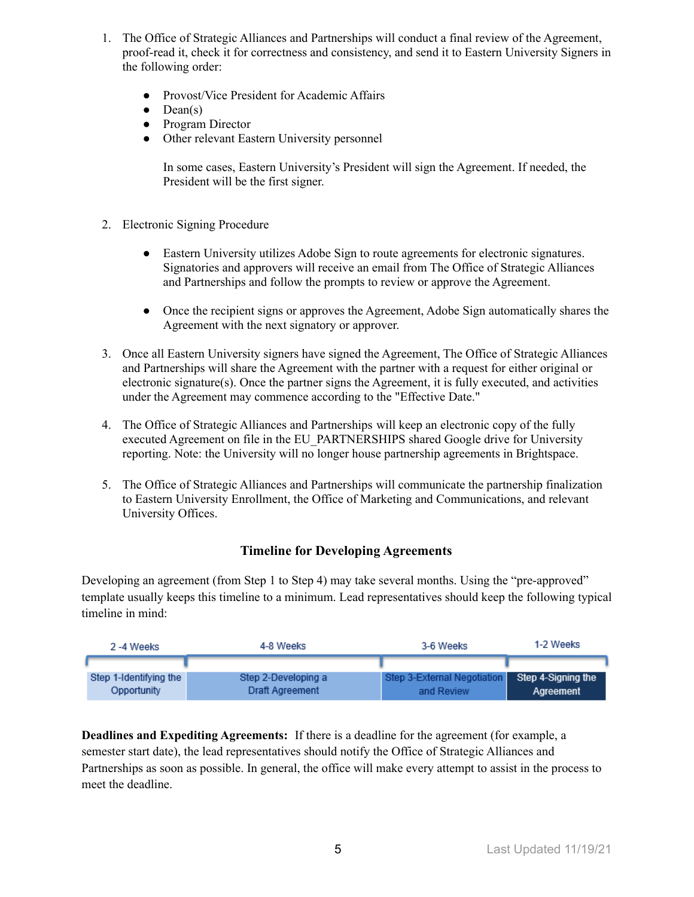1. The Office of Strategic Alliances and Partnerships will conduct a final review of the Agreement, proof-read it, check it for correctness and consistency, and send it to Eastern University Signers in the following order:

    - Provost/Vice President for Academic Affairs
    - Dean(s)
    - Program Director
    - Other relevant Eastern University personnel

    In some cases, Eastern University's President will sign the Agreement. If needed, the President will be the first signer.

2. Electronic Signing Procedure

    - Eastern University utilizes Adobe Sign to route agreements for electronic signatures. Signatories and approvers will receive an email from The Office of Strategic Alliances and Partnerships and follow the prompts to review or approve the Agreement.

    - Once the recipient signs or approves the Agreement, Adobe Sign automatically shares the Agreement with the next signatory or approver.

3. Once all Eastern University signers have signed the Agreement, The Office of Strategic Alliances and Partnerships will share the Agreement with the partner with a request for either original or electronic signature(s). Once the partner signs the Agreement, it is fully executed, and activities under the Agreement may commence according to the "Effective Date."

4. The Office of Strategic Alliances and Partnerships will keep an electronic copy of the fully executed Agreement on file in the EU_PARTNERSHIPS shared Google drive for University reporting. Note: the University will no longer house partnership agreements in Brightspace.

5. The Office of Strategic Alliances and Partnerships will communicate the partnership finalization to Eastern University Enrollment, the Office of Marketing and Communications, and relevant University Offices.

## Timeline for Developing Agreements

Developing an agreement (from Step 1 to Step 4) may take several months. Using the "pre-approved" template usually keeps this timeline to a minimum. Lead representatives should keep the following typical timeline in mind:

| 2 -4 Weeks | 4-8 Weeks | 3-6 Weeks | 1-2 Weeks |
|---|---|---|---|
| Step 1-Identifying the Opportunity | Step 2-Developing a Draft Agreement | Step 3-External Negotiation and Review | Step 4-Signing the Agreement |

**Deadlines and Expediting Agreements:** If there is a deadline for the agreement (for example, a semester start date), the lead representatives should notify the Office of Strategic Alliances and Partnerships as soon as possible. In general, the office will make every attempt to assist in the process to meet the deadline.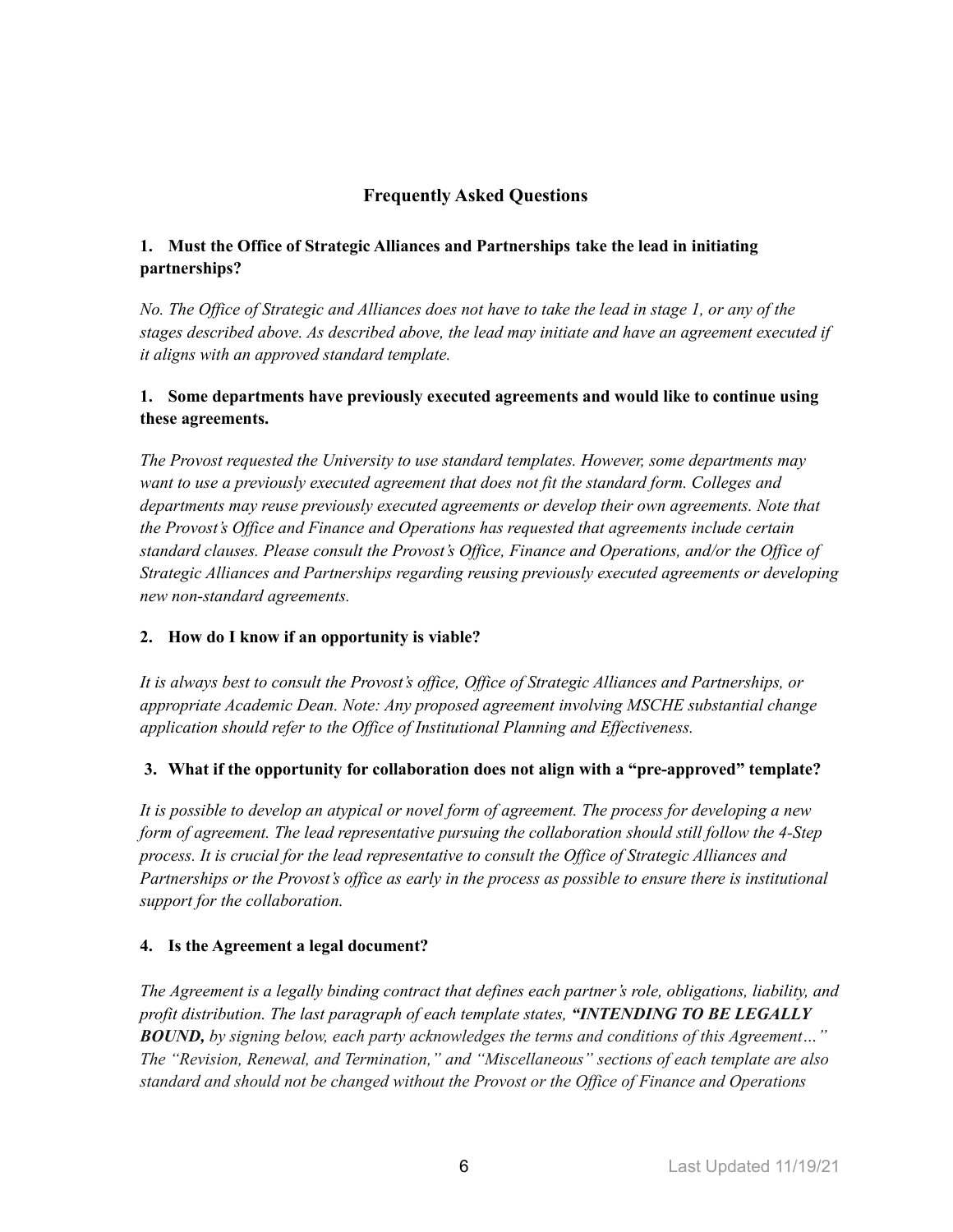## Frequently Asked Questions

### 1. Must the Office of Strategic Alliances and Partnerships take the lead in initiating partnerships?

*No. The Office of Strategic and Alliances does not have to take the lead in stage 1, or any of the stages described above. As described above, the lead may initiate and have an agreement executed if it aligns with an approved standard template.*

### 1. Some departments have previously executed agreements and would like to continue using these agreements.

*The Provost requested the University to use standard templates. However, some departments may want to use a previously executed agreement that does not fit the standard form. Colleges and departments may reuse previously executed agreements or develop their own agreements. Note that the Provost's Office and Finance and Operations has requested that agreements include certain standard clauses. Please consult the Provost's Office, Finance and Operations, and/or the Office of Strategic Alliances and Partnerships regarding reusing previously executed agreements or developing new non-standard agreements.*

### 2. How do I know if an opportunity is viable?

*It is always best to consult the Provost's office, Office of Strategic Alliances and Partnerships, or appropriate Academic Dean. Note: Any proposed agreement involving MSCHE substantial change application should refer to the Office of Institutional Planning and Effectiveness.*

### 3. What if the opportunity for collaboration does not align with a "pre-approved" template?

*It is possible to develop an atypical or novel form of agreement. The process for developing a new form of agreement. The lead representative pursuing the collaboration should still follow the 4-Step process. It is crucial for the lead representative to consult the Office of Strategic Alliances and Partnerships or the Provost's office as early in the process as possible to ensure there is institutional support for the collaboration.*

### 4. Is the Agreement a legal document?

*The Agreement is a legally binding contract that defines each partner's role, obligations, liability, and profit distribution. The last paragraph of each template states, **"INTENDING TO BE LEGALLY BOUND,** by signing below, each party acknowledges the terms and conditions of this Agreement…" The "Revision, Renewal, and Termination," and "Miscellaneous" sections of each template are also standard and should not be changed without the Provost or the Office of Finance and Operations*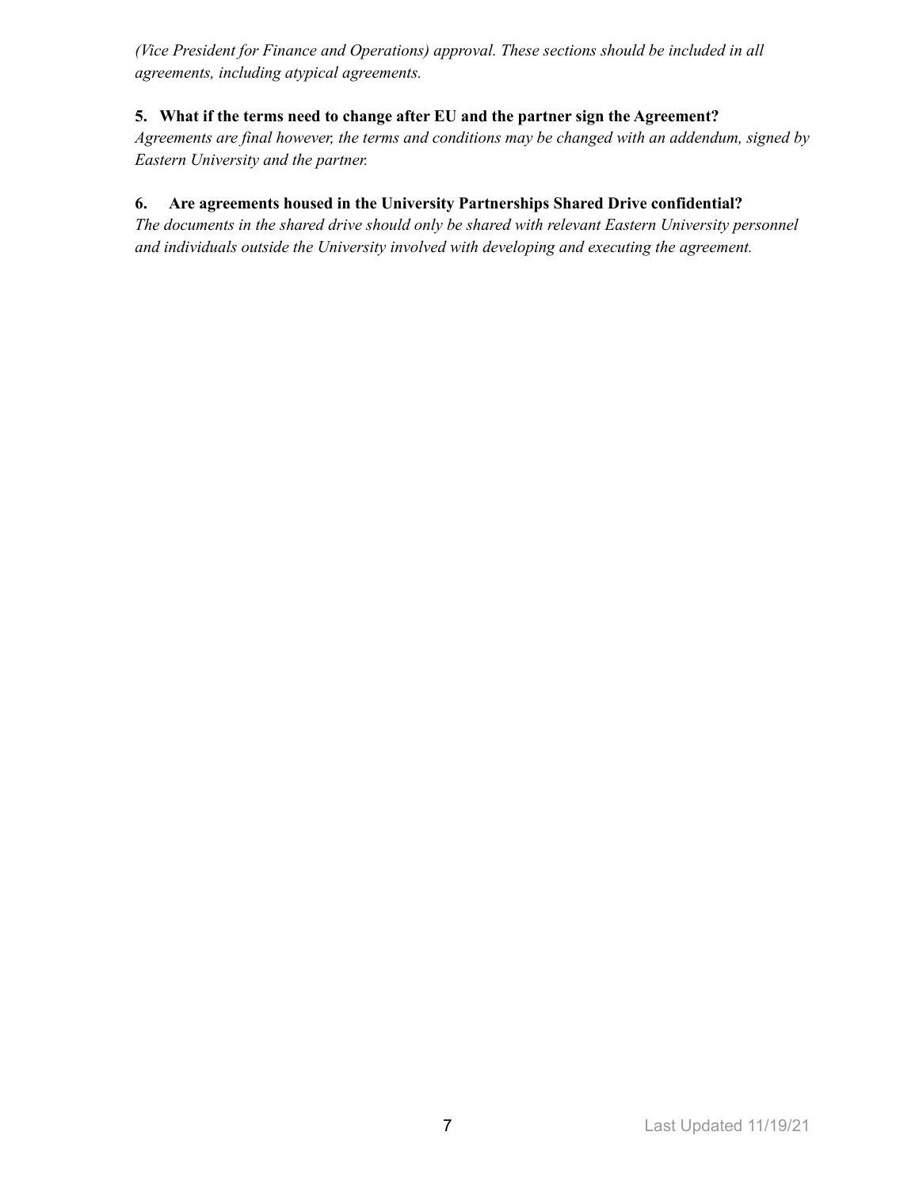*(Vice President for Finance and Operations) approval. These sections should be included in all agreements, including atypical agreements.*

**5. What if the terms need to change after EU and the partner sign the Agreement?**

*Agreements are final however, the terms and conditions may be changed with an addendum, signed by Eastern University and the partner.*

**6. Are agreements housed in the University Partnerships Shared Drive confidential?**

*The documents in the shared drive should only be shared with relevant Eastern University personnel and individuals outside the University involved with developing and executing the agreement.*